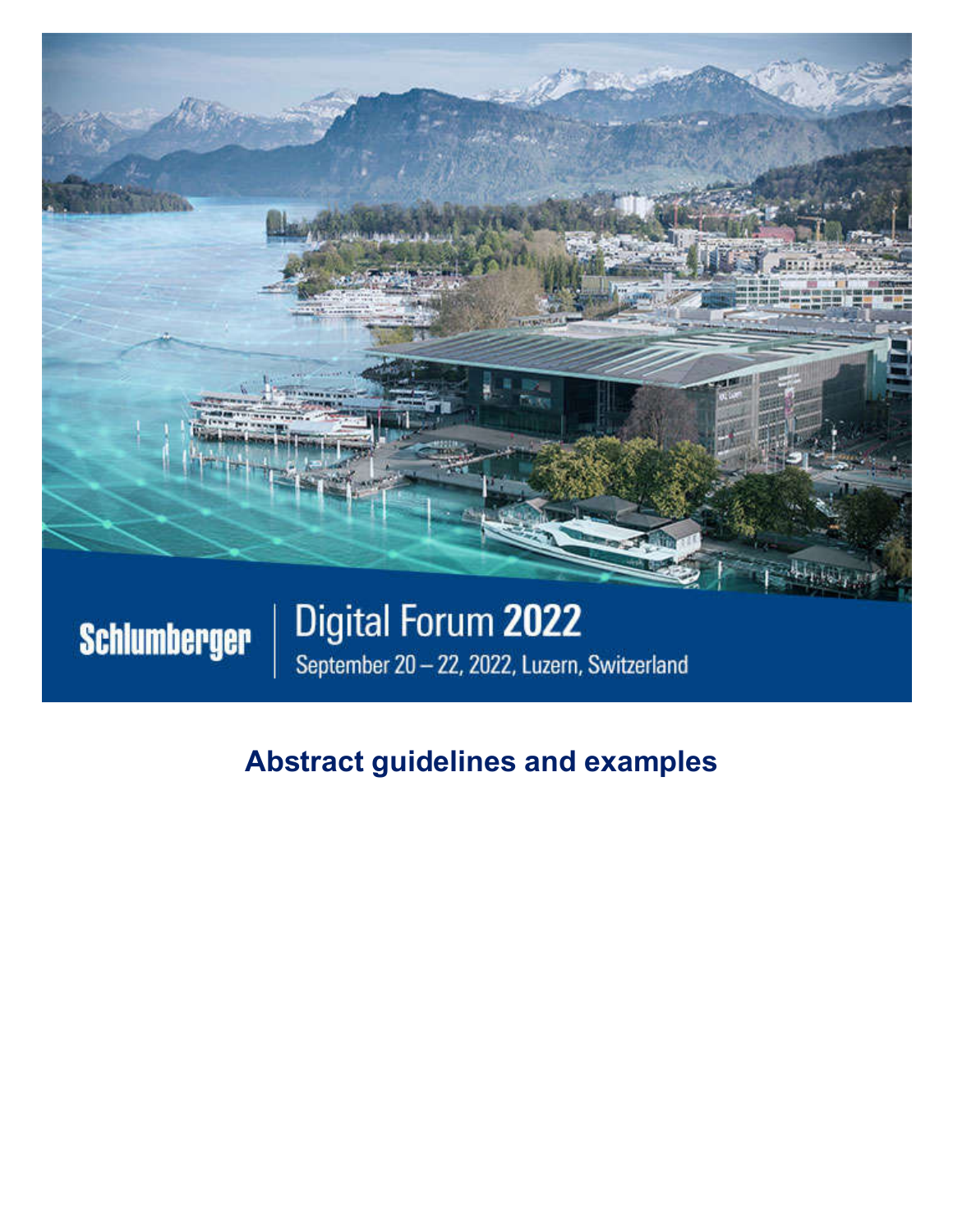Schlumberger

# Digital Forum 2022

September 20 – 22, 2022, Luzern, Switzerland

## Abstract guidelines and examples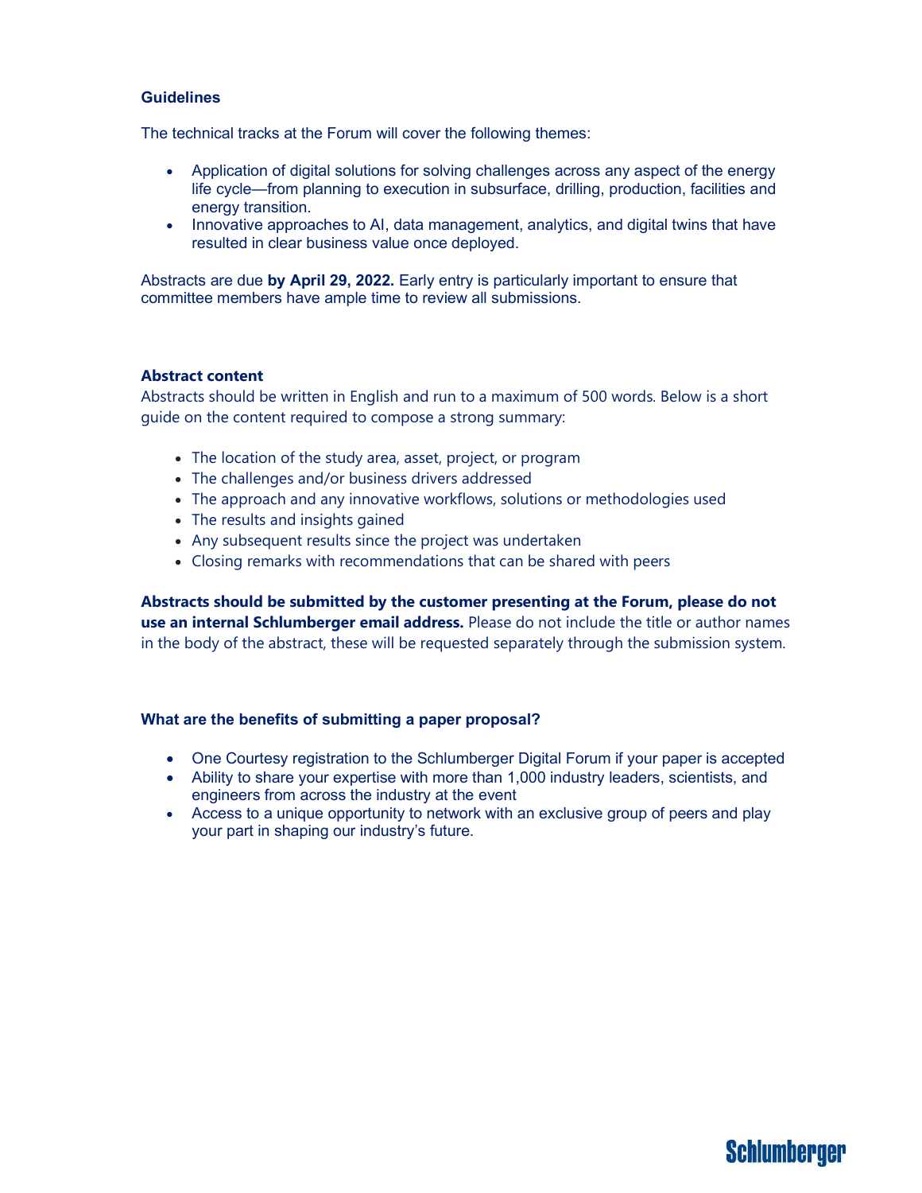### Guidelines

The technical tracks at the Forum will cover the following themes:

- Application of digital solutions for solving challenges across any aspect of the energy life cycle—from planning to execution in subsurface, drilling, production, facilities and energy transition.
- Innovative approaches to AI, data management, analytics, and digital twins that have resulted in clear business value once deployed.

Abstracts are due **by April 29, 2022.** Early entry is particularly important to ensure that committee members have ample time to review all submissions.

### Abstract content

Abstracts should be written in English and run to a maximum of 500 words. Below is a short guide on the content required to compose a strong summary:

- The location of the study area, asset, project, or program
- The challenges and/or business drivers addressed
- The approach and any innovative workflows, solutions or methodologies used
- The results and insights gained
- Any subsequent results since the project was undertaken
- Closing remarks with recommendations that can be shared with peers

**Abstracts should be submitted by the customer presenting at the Forum, please do not use an internal Schlumberger email address.** Please do not include the title or author names in the body of the abstract, these will be requested separately through the submission system.

### What are the benefits of submitting a paper proposal?

- One Courtesy registration to the Schlumberger Digital Forum if your paper is accepted
- Ability to share your expertise with more than 1,000 industry leaders, scientists, and engineers from across the industry at the event
- Access to a unique opportunity to network with an exclusive group of peers and play your part in shaping our industry's future.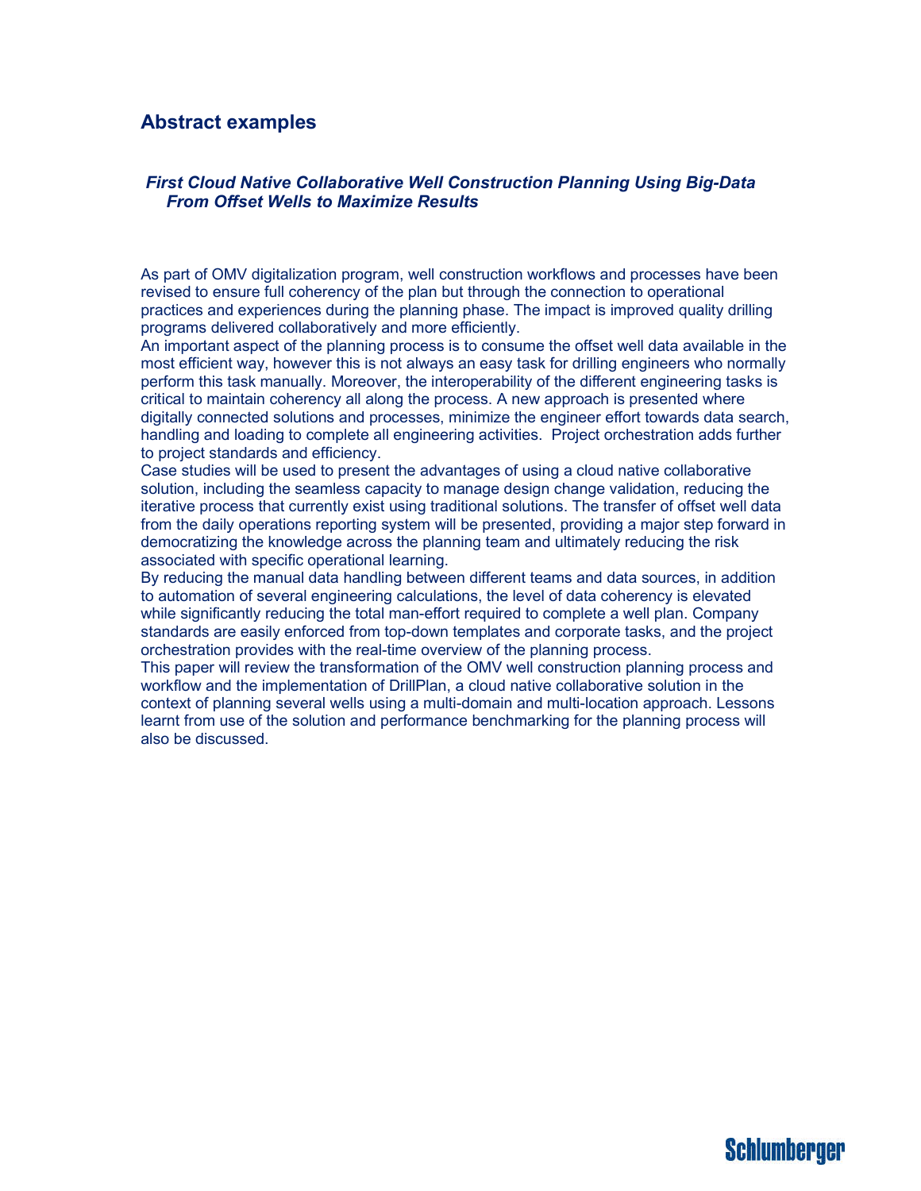## Abstract examples

### *First Cloud Native Collaborative Well Construction Planning Using Big-Data From Offset Wells to Maximize Results*

As part of OMV digitalization program, well construction workflows and processes have been revised to ensure full coherency of the plan but through the connection to operational practices and experiences during the planning phase. The impact is improved quality drilling programs delivered collaboratively and more efficiently.

An important aspect of the planning process is to consume the offset well data available in the most efficient way, however this is not always an easy task for drilling engineers who normally perform this task manually. Moreover, the interoperability of the different engineering tasks is critical to maintain coherency all along the process. A new approach is presented where digitally connected solutions and processes, minimize the engineer effort towards data search, handling and loading to complete all engineering activities. Project orchestration adds further to project standards and efficiency.

Case studies will be used to present the advantages of using a cloud native collaborative solution, including the seamless capacity to manage design change validation, reducing the iterative process that currently exist using traditional solutions. The transfer of offset well data from the daily operations reporting system will be presented, providing a major step forward in democratizing the knowledge across the planning team and ultimately reducing the risk associated with specific operational learning.

By reducing the manual data handling between different teams and data sources, in addition to automation of several engineering calculations, the level of data coherency is elevated while significantly reducing the total man-effort required to complete a well plan. Company standards are easily enforced from top-down templates and corporate tasks, and the project orchestration provides with the real-time overview of the planning process.

This paper will review the transformation of the OMV well construction planning process and workflow and the implementation of DrillPlan, a cloud native collaborative solution in the context of planning several wells using a multi-domain and multi-location approach. Lessons learnt from use of the solution and performance benchmarking for the planning process will also be discussed.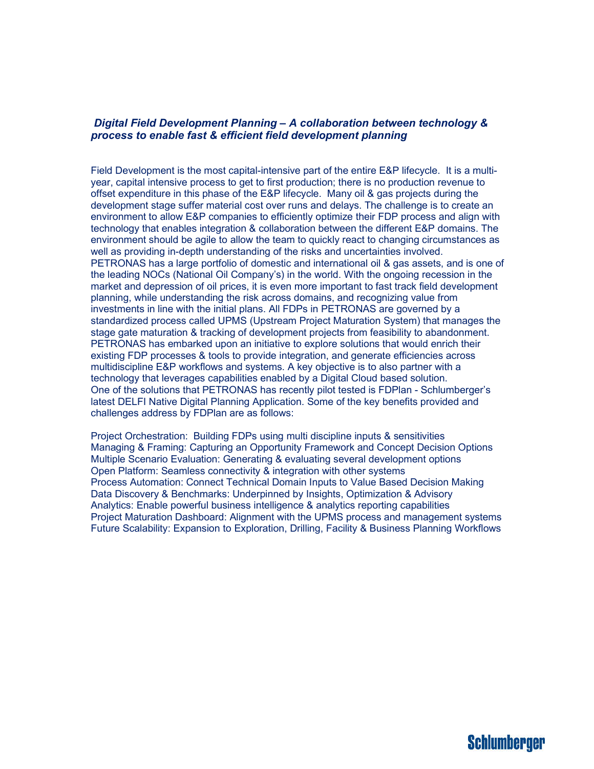### *Digital Field Development Planning – A collaboration between technology & process to enable fast & efficient field development planning*

Field Development is the most capital-intensive part of the entire E&P lifecycle. It is a multi-year, capital intensive process to get to first production; there is no production revenue to offset expenditure in this phase of the E&P lifecycle. Many oil & gas projects during the development stage suffer material cost over runs and delays. The challenge is to create an environment to allow E&P companies to efficiently optimize their FDP process and align with technology that enables integration & collaboration between the different E&P domains. The environment should be agile to allow the team to quickly react to changing circumstances as well as providing in-depth understanding of the risks and uncertainties involved.
PETRONAS has a large portfolio of domestic and international oil & gas assets, and is one of the leading NOCs (National Oil Company's) in the world. With the ongoing recession in the market and depression of oil prices, it is even more important to fast track field development planning, while understanding the risk across domains, and recognizing value from investments in line with the initial plans. All FDPs in PETRONAS are governed by a standardized process called UPMS (Upstream Project Maturation System) that manages the stage gate maturation & tracking of development projects from feasibility to abandonment.
PETRONAS has embarked upon an initiative to explore solutions that would enrich their existing FDP processes & tools to provide integration, and generate efficiencies across multidiscipline E&P workflows and systems. A key objective is to also partner with a technology that leverages capabilities enabled by a Digital Cloud based solution.
One of the solutions that PETRONAS has recently pilot tested is FDPlan - Schlumberger's latest DELFI Native Digital Planning Application. Some of the key benefits provided and challenges address by FDPlan are as follows:

Project Orchestration: Building FDPs using multi discipline inputs & sensitivities
Managing & Framing: Capturing an Opportunity Framework and Concept Decision Options
Multiple Scenario Evaluation: Generating & evaluating several development options
Open Platform: Seamless connectivity & integration with other systems
Process Automation: Connect Technical Domain Inputs to Value Based Decision Making
Data Discovery & Benchmarks: Underpinned by Insights, Optimization & Advisory
Analytics: Enable powerful business intelligence & analytics reporting capabilities
Project Maturation Dashboard: Alignment with the UPMS process and management systems
Future Scalability: Expansion to Exploration, Drilling, Facility & Business Planning Workflows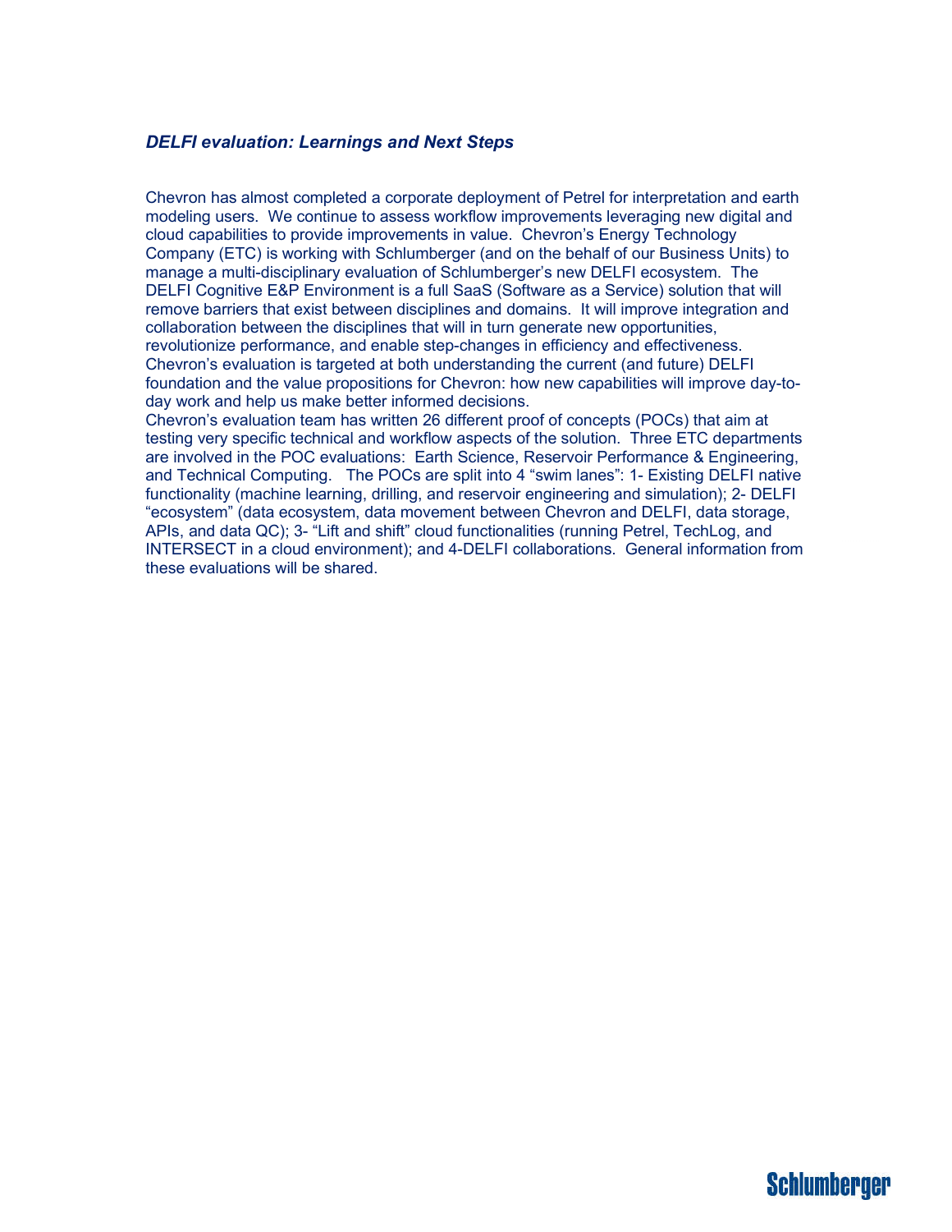### *DELFI evaluation: Learnings and Next Steps*

Chevron has almost completed a corporate deployment of Petrel for interpretation and earth modeling users. We continue to assess workflow improvements leveraging new digital and cloud capabilities to provide improvements in value. Chevron's Energy Technology Company (ETC) is working with Schlumberger (and on the behalf of our Business Units) to manage a multi-disciplinary evaluation of Schlumberger's new DELFI ecosystem. The DELFI Cognitive E&P Environment is a full SaaS (Software as a Service) solution that will remove barriers that exist between disciplines and domains. It will improve integration and collaboration between the disciplines that will in turn generate new opportunities, revolutionize performance, and enable step-changes in efficiency and effectiveness. Chevron's evaluation is targeted at both understanding the current (and future) DELFI foundation and the value propositions for Chevron: how new capabilities will improve day-to-day work and help us make better informed decisions.
Chevron's evaluation team has written 26 different proof of concepts (POCs) that aim at testing very specific technical and workflow aspects of the solution. Three ETC departments are involved in the POC evaluations: Earth Science, Reservoir Performance & Engineering, and Technical Computing. The POCs are split into 4 "swim lanes": 1- Existing DELFI native functionality (machine learning, drilling, and reservoir engineering and simulation); 2- DELFI "ecosystem" (data ecosystem, data movement between Chevron and DELFI, data storage, APIs, and data QC); 3- "Lift and shift" cloud functionalities (running Petrel, TechLog, and INTERSECT in a cloud environment); and 4-DELFI collaborations. General information from these evaluations will be shared.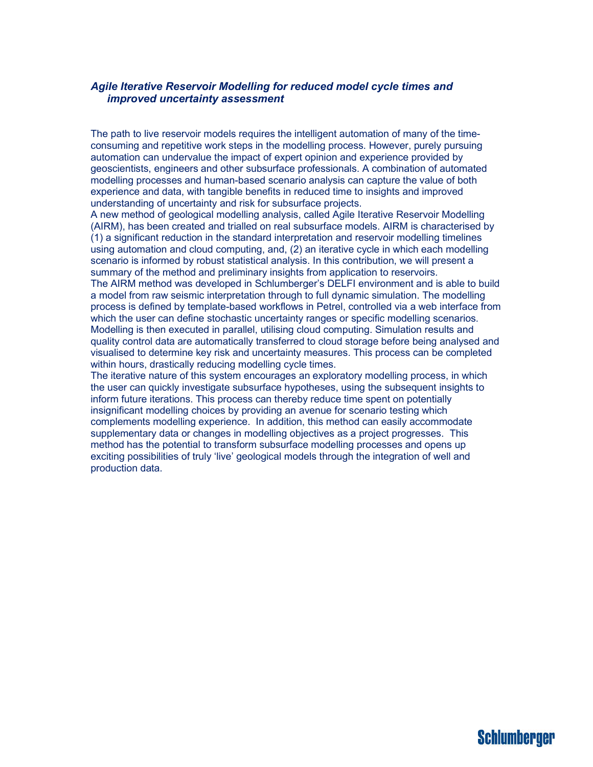## *Agile Iterative Reservoir Modelling for reduced model cycle times and improved uncertainty assessment*

The path to live reservoir models requires the intelligent automation of many of the time-consuming and repetitive work steps in the modelling process. However, purely pursuing automation can undervalue the impact of expert opinion and experience provided by geoscientists, engineers and other subsurface professionals. A combination of automated modelling processes and human-based scenario analysis can capture the value of both experience and data, with tangible benefits in reduced time to insights and improved understanding of uncertainty and risk for subsurface projects.

A new method of geological modelling analysis, called Agile Iterative Reservoir Modelling (AIRM), has been created and trialled on real subsurface models. AIRM is characterised by (1) a significant reduction in the standard interpretation and reservoir modelling timelines using automation and cloud computing, and, (2) an iterative cycle in which each modelling scenario is informed by robust statistical analysis. In this contribution, we will present a summary of the method and preliminary insights from application to reservoirs.

The AIRM method was developed in Schlumberger's DELFI environment and is able to build a model from raw seismic interpretation through to full dynamic simulation. The modelling process is defined by template-based workflows in Petrel, controlled via a web interface from which the user can define stochastic uncertainty ranges or specific modelling scenarios. Modelling is then executed in parallel, utilising cloud computing. Simulation results and quality control data are automatically transferred to cloud storage before being analysed and visualised to determine key risk and uncertainty measures. This process can be completed within hours, drastically reducing modelling cycle times.

The iterative nature of this system encourages an exploratory modelling process, in which the user can quickly investigate subsurface hypotheses, using the subsequent insights to inform future iterations. This process can thereby reduce time spent on potentially insignificant modelling choices by providing an avenue for scenario testing which complements modelling experience. In addition, this method can easily accommodate supplementary data or changes in modelling objectives as a project progresses. This method has the potential to transform subsurface modelling processes and opens up exciting possibilities of truly 'live' geological models through the integration of well and production data.